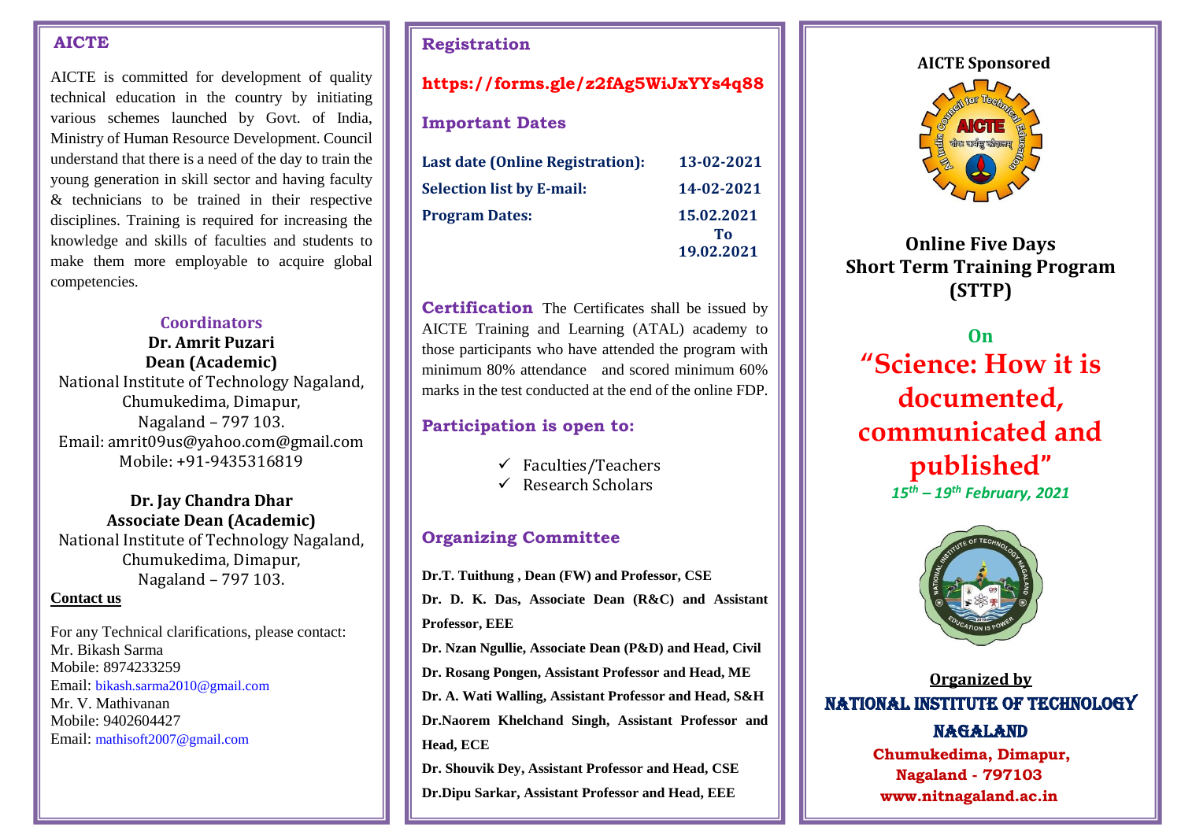## AICTE

AICTE is committed for development of quality technical education in the country by initiating various schemes launched by Govt. of India, Ministry of Human Resource Development. Council understand that there is a need of the day to train the young generation in skill sector and having faculty & technicians to be trained in their respective disciplines. Training is required for increasing the knowledge and skills of faculties and students to make them more employable to acquire global competencies.

### Coordinators

**Dr. Amrit Puzari**
**Dean (Academic)**
National Institute of Technology Nagaland,
Chumukedima, Dimapur,
Nagaland – 797 103.
Email: amrit09us@yahoo.com@gmail.com
Mobile: +91-9435316819

**Dr. Jay Chandra Dhar**
**Associate Dean (Academic)**
National Institute of Technology Nagaland,
Chumukedima, Dimapur,
Nagaland – 797 103.

**Contact us**

For any Technical clarifications, please contact:
Mr. Bikash Sarma
Mobile: 8974233259
Email: bikash.sarma2010@gmail.com
Mr. V. Mathivanan
Mobile: 9402604427
Email: mathisoft2007@gmail.com

## Registration

**https://forms.gle/z2fAg5WiJxYYs4q88**

## Important Dates

| | |
|---|---|
| **Last date (Online Registration):** | **13-02-2021** |
| **Selection list by E-mail:** | **14-02-2021** |
| **Program Dates:** | **15.02.2021 To 19.02.2021** |

**Certification** The Certificates shall be issued by AICTE Training and Learning (ATAL) academy to those participants who have attended the program with minimum 80% attendance and scored minimum 60% marks in the test conducted at the end of the online FDP.

## Participation is open to:

- ✓ Faculties/Teachers
- ✓ Research Scholars

## Organizing Committee

**Dr.T. Tuithung , Dean (FW) and Professor, CSE**

**Dr. D. K. Das, Associate Dean (R&C) and Assistant Professor, EEE**

**Dr. Nzan Ngullie, Associate Dean (P&D) and Head, Civil**

**Dr. Rosang Pongen, Assistant Professor and Head, ME**

**Dr. A. Wati Walling, Assistant Professor and Head, S&H**

**Dr.Naorem Khelchand Singh, Assistant Professor and Head, ECE**

**Dr. Shouvik Dey, Assistant Professor and Head, CSE**

**Dr.Dipu Sarkar, Assistant Professor and Head, EEE**

**AICTE Sponsored**

# Online Five Days Short Term Training Program (STTP)

**On**

# "Science: How it is documented, communicated and published"

***15th – 19th February, 2021***

**Organized by**

**NATIONAL INSTITUTE OF TECHNOLOGY NAGALAND**
**Chumukedima, Dimapur,**
**Nagaland - 797103**
**www.nitnagaland.ac.in**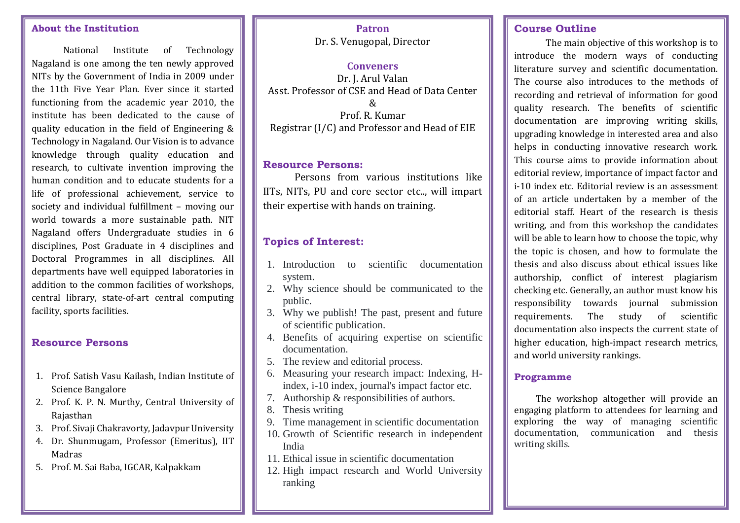## About the Institution

National Institute of Technology Nagaland is one among the ten newly approved NITs by the Government of India in 2009 under the 11th Five Year Plan. Ever since it started functioning from the academic year 2010, the institute has been dedicated to the cause of quality education in the field of Engineering & Technology in Nagaland. Our Vision is to advance knowledge through quality education and research, to cultivate invention improving the human condition and to educate students for a life of professional achievement, service to society and individual fulfillment – moving our world towards a more sustainable path. NIT Nagaland offers Undergraduate studies in 6 disciplines, Post Graduate in 4 disciplines and Doctoral Programmes in all disciplines. All departments have well equipped laboratories in addition to the common facilities of workshops, central library, state-of-art central computing facility, sports facilities.

## Resource Persons

1. Prof. Satish Vasu Kailash, Indian Institute of Science Bangalore
2. Prof. K. P. N. Murthy, Central University of Rajasthan
3. Prof. Sivaji Chakravorty, Jadavpur University
4. Dr. Shunmugam, Professor (Emeritus), IIT Madras
5. Prof. M. Sai Baba, IGCAR, Kalpakkam

## Patron

Dr. S. Venugopal, Director

## Conveners

Dr. J. Arul Valan
Asst. Professor of CSE and Head of Data Center
&
Prof. R. Kumar
Registrar (I/C) and Professor and Head of EIE

## Resource Persons:

Persons from various institutions like IITs, NITs, PU and core sector etc.., will impart their expertise with hands on training.

## Topics of Interest:

1. Introduction to scientific documentation system.
2. Why science should be communicated to the public.
3. Why we publish! The past, present and future of scientific publication.
4. Benefits of acquiring expertise on scientific documentation.
5. The review and editorial process.
6. Measuring your research impact: Indexing, H-index, i-10 index, journal's impact factor etc.
7. Authorship & responsibilities of authors.
8. Thesis writing
9. Time management in scientific documentation
10. Growth of Scientific research in independent India
11. Ethical issue in scientific documentation
12. High impact research and World University ranking

## Course Outline

The main objective of this workshop is to introduce the modern ways of conducting literature survey and scientific documentation. The course also introduces to the methods of recording and retrieval of information for good quality research. The benefits of scientific documentation are improving writing skills, upgrading knowledge in interested area and also helps in conducting innovative research work. This course aims to provide information about editorial review, importance of impact factor and i-10 index etc. Editorial review is an assessment of an article undertaken by a member of the editorial staff. Heart of the research is thesis writing, and from this workshop the candidates will be able to learn how to choose the topic, why the topic is chosen, and how to formulate the thesis and also discuss about ethical issues like authorship, conflict of interest plagiarism checking etc. Generally, an author must know his responsibility towards journal submission requirements. The study of scientific documentation also inspects the current state of higher education, high-impact research metrics, and world university rankings.

## Programme

The workshop altogether will provide an engaging platform to attendees for learning and exploring the way of managing scientific documentation, communication and thesis writing skills.